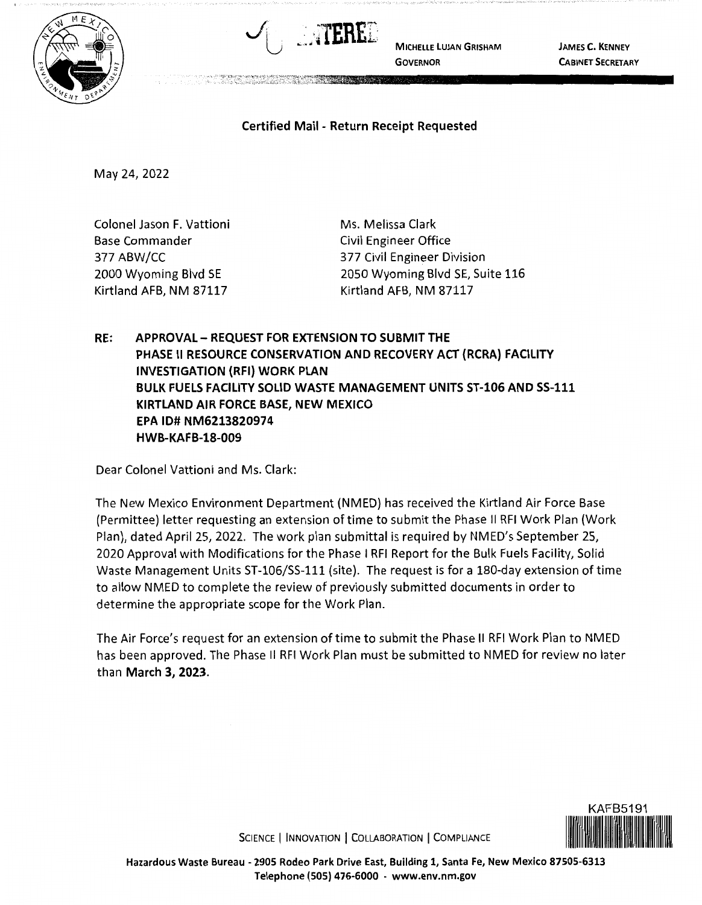MICHELLE LUJAN GRISHAM
GOVERNOR

JAMES C. KENNEY
CABINET SECRETARY

**Certified Mail - Return Receipt Requested**

May 24, 2022

Colonel Jason F. Vattioni
Base Commander
377 ABW/CC
2000 Wyoming Blvd SE
Kirtland AFB, NM 87117

Ms. Melissa Clark
Civil Engineer Office
377 Civil Engineer Division
2050 Wyoming Blvd SE, Suite 116
Kirtland AFB, NM 87117

**RE: APPROVAL – REQUEST FOR EXTENSION TO SUBMIT THE PHASE II RESOURCE CONSERVATION AND RECOVERY ACT (RCRA) FACILITY INVESTIGATION (RFI) WORK PLAN BULK FUELS FACILITY SOLID WASTE MANAGEMENT UNITS ST-106 AND SS-111 KIRTLAND AIR FORCE BASE, NEW MEXICO EPA ID# NM6213820974 HWB-KAFB-18-009**

Dear Colonel Vattioni and Ms. Clark:

The New Mexico Environment Department (NMED) has received the Kirtland Air Force Base (Permittee) letter requesting an extension of time to submit the Phase II RFI Work Plan (Work Plan), dated April 25, 2022. The work plan submittal is required by NMED's September 25, 2020 Approval with Modifications for the Phase I RFI Report for the Bulk Fuels Facility, Solid Waste Management Units ST-106/SS-111 (site). The request is for a 180-day extension of time to allow NMED to complete the review of previously submitted documents in order to determine the appropriate scope for the Work Plan.

The Air Force's request for an extension of time to submit the Phase II RFI Work Plan to NMED has been approved. The Phase II RFI Work Plan must be submitted to NMED for review no later than **March 3, 2023**.

KAFB5191

SCIENCE | INNOVATION | COLLABORATION | COMPLIANCE

**Hazardous Waste Bureau - 2905 Rodeo Park Drive East, Building 1, Santa Fe, New Mexico 87505-6313**
**Telephone (505) 476-6000 - www.env.nm.gov**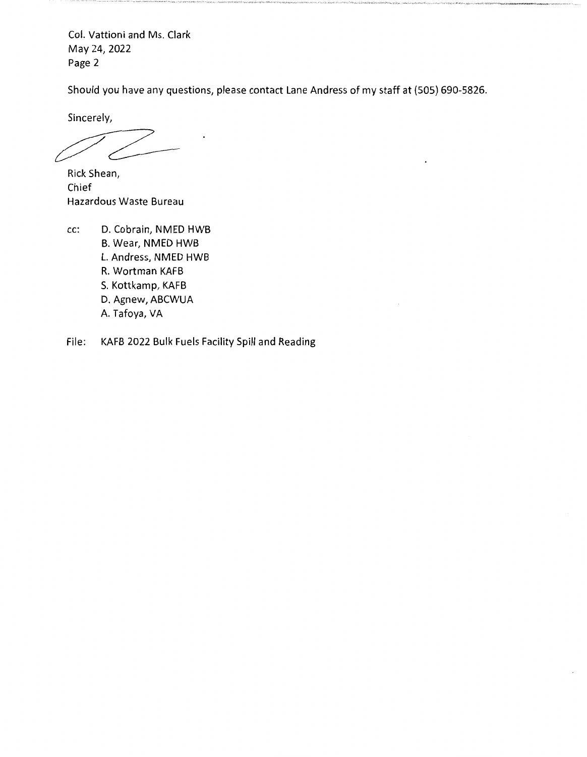Col. Vattioni and Ms. Clark
May 24, 2022
Page 2

Should you have any questions, please contact Lane Andress of my staff at (505) 690-5826.

Sincerely,

Rick Shean,
Chief
Hazardous Waste Bureau

cc: D. Cobrain, NMED HWB
B. Wear, NMED HWB
L. Andress, NMED HWB
R. Wortman KAFB
S. Kottkamp, KAFB
D. Agnew, ABCWUA
A. Tafoya, VA

File: KAFB 2022 Bulk Fuels Facility Spill and Reading